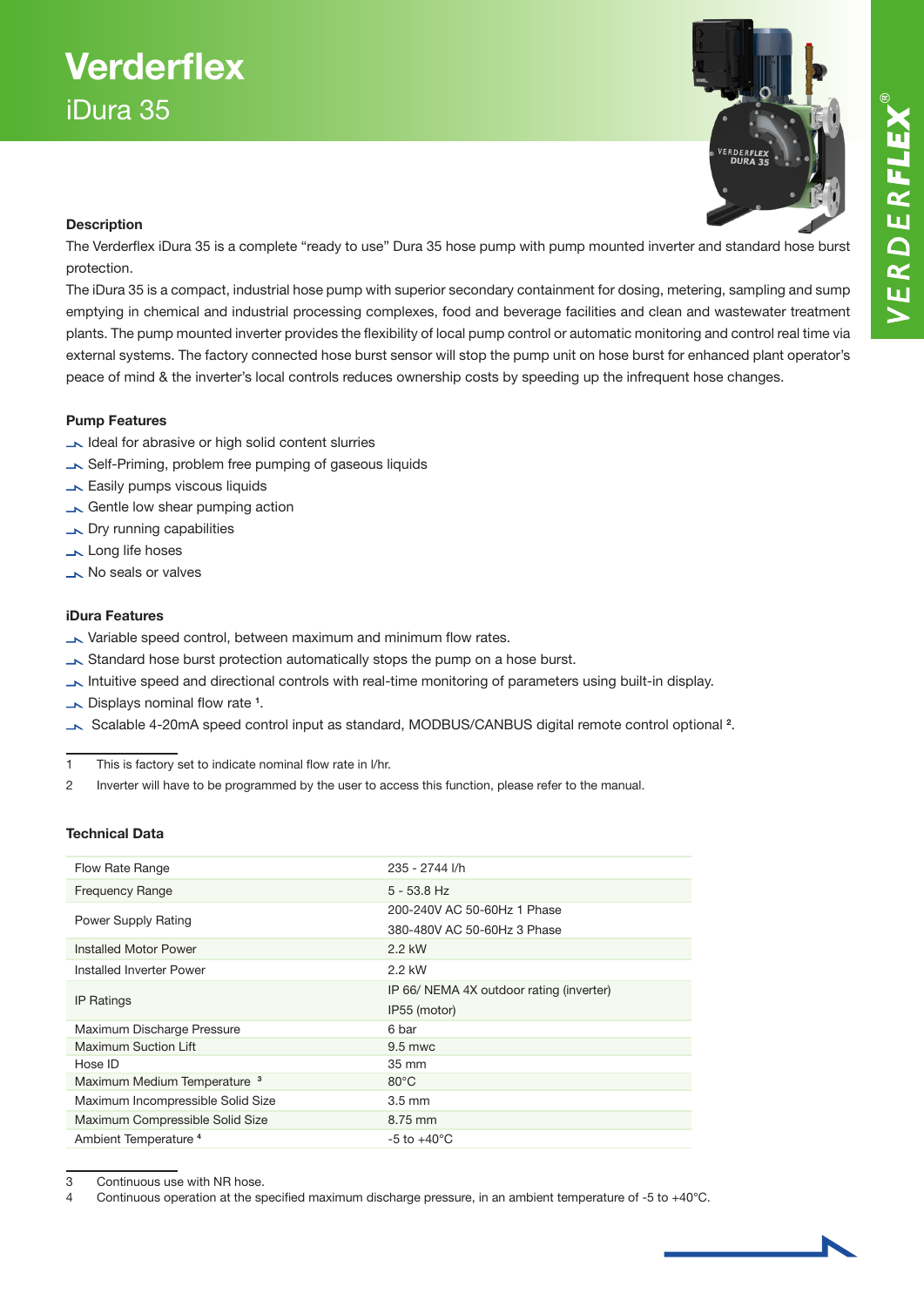# Verderflex

## iDura 35

### Description

The Verderflex iDura 35 is a complete "ready to use" Dura 35 hose pump with pump mounted inverter and standard hose burst protection.

The iDura 35 is a compact, industrial hose pump with superior secondary containment for dosing, metering, sampling and sump emptying in chemical and industrial processing complexes, food and beverage facilities and clean and wastewater treatment plants. The pump mounted inverter provides the flexibility of local pump control or automatic monitoring and control real time via external systems. The factory connected hose burst sensor will stop the pump unit on hose burst for enhanced plant operator's peace of mind & the inverter's local controls reduces ownership costs by speeding up the infrequent hose changes.

### Pump Features

- Ideal for abrasive or high solid content slurries
- Self-Priming, problem free pumping of gaseous liquids
- Easily pumps viscous liquids
- Gentle low shear pumping action
- Dry running capabilities
- Long life hoses
- No seals or valves

### iDura Features

- Variable speed control, between maximum and minimum flow rates.
- Standard hose burst protection automatically stops the pump on a hose burst.
- Intuitive speed and directional controls with real-time monitoring of parameters using built-in display.
- Displays nominal flow rate [1].
- Scalable 4-20mA speed control input as standard, MODBUS/CANBUS digital remote control optional [2].

1 This is factory set to indicate nominal flow rate in l/hr.

2 Inverter will have to be programmed by the user to access this function, please refer to the manual.

### Technical Data

| | |
|---|---|
| Flow Rate Range | 235 - 2744 l/h |
| Frequency Range | 5 - 53.8 Hz |
| Power Supply Rating | 200-240V AC 50-60Hz 1 Phase<br>380-480V AC 50-60Hz 3 Phase |
| Installed Motor Power | 2.2 kW |
| Installed Inverter Power | 2.2 kW |
| IP Ratings | IP 66/ NEMA 4X outdoor rating (inverter)<br>IP55 (motor) |
| Maximum Discharge Pressure | 6 bar |
| Maximum Suction Lift | 9.5 mwc |
| Hose ID | 35 mm |
| Maximum Medium Temperature [3] | 80°C |
| Maximum Incompressible Solid Size | 3.5 mm |
| Maximum Compressible Solid Size | 8.75 mm |
| Ambient Temperature [4] | -5 to +40°C |

3 Continuous use with NR hose.

4 Continuous operation at the specified maximum discharge pressure, in an ambient temperature of -5 to +40°C.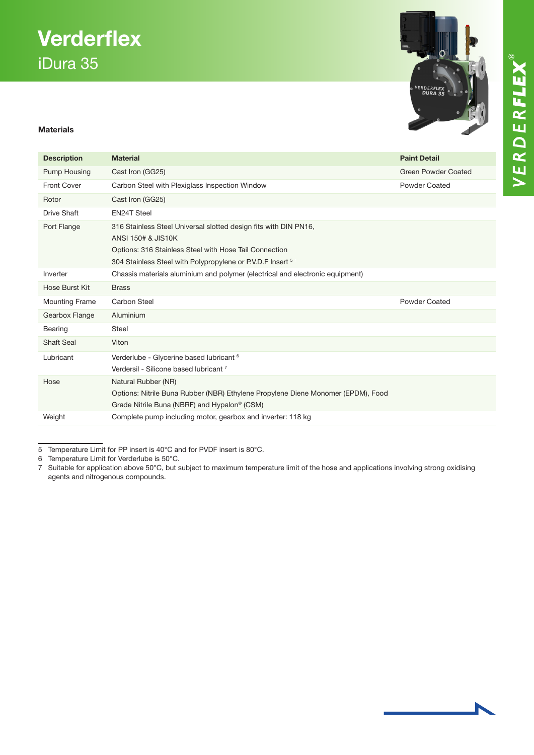# Verderflex

## iDura 35

### Materials

| Description | Material | Paint Detail |
|---|---|---|
| Pump Housing | Cast Iron (GG25) | Green Powder Coated |
| Front Cover | Carbon Steel with Plexiglass Inspection Window | Powder Coated |
| Rotor | Cast Iron (GG25) | |
| Drive Shaft | EN24T Steel | |
| Port Flange | 316 Stainless Steel Universal slotted design fits with DIN PN16, ANSI 150# & JIS10K<br>Options: 316 Stainless Steel with Hose Tail Connection<br>304 Stainless Steel with Polypropylene or P.V.D.F Insert [5] | |
| Inverter | Chassis materials aluminium and polymer (electrical and electronic equipment) | |
| Hose Burst Kit | Brass | |
| Mounting Frame | Carbon Steel | Powder Coated |
| Gearbox Flange | Aluminium | |
| Bearing | Steel | |
| Shaft Seal | Viton | |
| Lubricant | Verderlube - Glycerine based lubricant [6]<br>Verdersil - Silicone based lubricant [7] | |
| Hose | Natural Rubber (NR)<br>Options: Nitrile Buna Rubber (NBR) Ethylene Propylene Diene Monomer (EPDM), Food Grade Nitrile Buna (NBRF) and Hypalon® (CSM) | |
| Weight | Complete pump including motor, gearbox and inverter: 118 kg | |

5 Temperature Limit for PP insert is 40°C and for PVDF insert is 80°C.
6 Temperature Limit for Verderlube is 50°C.
7 Suitable for application above 50°C, but subject to maximum temperature limit of the hose and applications involving strong oxidising agents and nitrogenous compounds.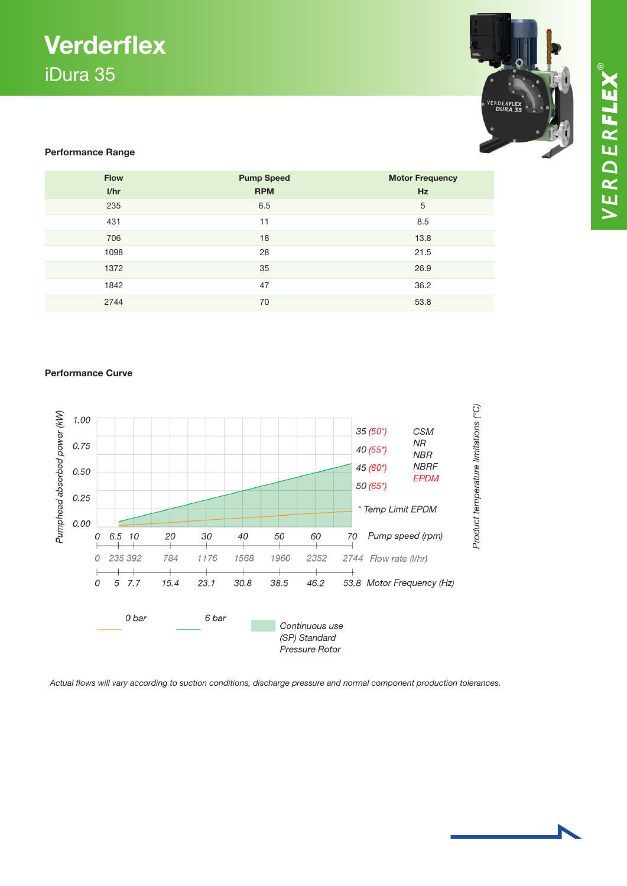# Verderflex

## iDura 35

### Performance Range

| Flow l/hr | Pump Speed RPM | Motor Frequency Hz |
|---|---|---|
| 235 | 6.5 | 5 |
| 431 | 11 | 8.5 |
| 706 | 18 | 13.8 |
| 1098 | 28 | 21.5 |
| 1372 | 35 | 26.9 |
| 1842 | 47 | 36.2 |
| 2744 | 70 | 53.8 |

### Performance Curve

Pumphead absorbed power (kW): 0.00, 0.25, 0.50, 0.75, 1.00

Pump speed (rpm): 0, 6.5, 10, 20, 30, 40, 50, 60, 70

Flow rate (l/hr): 0, 235, 392, 784, 1176, 1568, 1960, 2352, 2744

Motor Frequency (Hz): 0, 5, 7.7, 15.4, 23.1, 30.8, 38.5, 46.2, 53.8

Product temperature limitations (°C):

| | |
|---|---|
| 35 (50*) | CSM |
| 40 (55*) | NR |
| 45 (60*) | NBR |
| 50 (65*) | NBRF |
| | EPDM |

\* Temp Limit EPDM

0 bar — 6 bar — Continuous use (SP) Standard Pressure Rotor

*Actual flows will vary according to suction conditions, discharge pressure and normal component production tolerances.*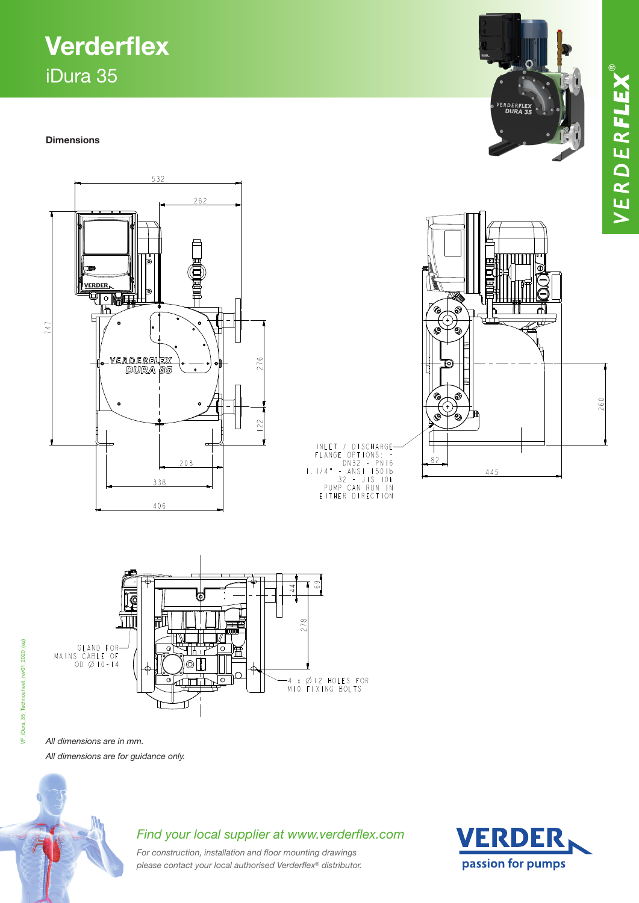# Verderflex

iDura 35

**Dimensions**

532

262

747

276

122

203

338

406

82

445

260

INLET / DISCHARGE FLANGE OPTIONS: - DN32 - PN16 1.1/4" - ANSI 150lb 32 - JIS 10k PUMP CAN RUN IN EITHER DIRECTION

44

69

278

GLAND FOR MAINS CABLE OF OD Ø 10-14

4 x Ø 12 HOLES FOR M10 FIXING BOLTS

*All dimensions are in mm.*

*All dimensions are for guidance only.*

*Find your local supplier at www.verderflex.com*

*For construction, installation and floor mounting drawings please contact your local authorised Verderflex® distributor.*

VERDER passion for pumps

VF_iDura_35_Technosheet_rev01_2020_(eu)